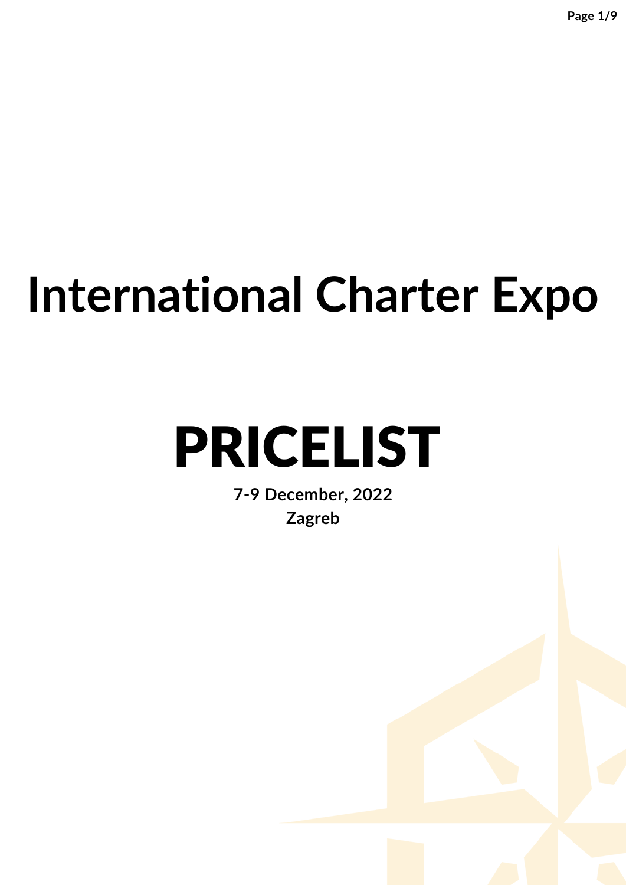# International Charter Expo

# PRICELIST

**7-9 December, 2022**
**Zagreb**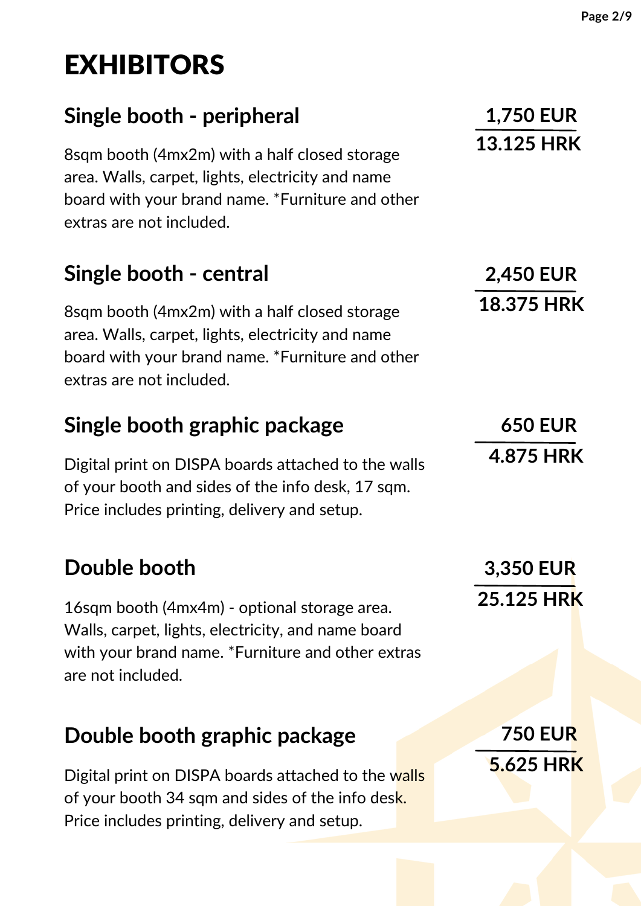# EXHIBITORS

## Single booth - peripheral

**1,750 EUR**

**13.125 HRK**

8sqm booth (4mx2m) with a half closed storage area. Walls, carpet, lights, electricity and name board with your brand name. *Furniture and other extras are not included.

## Single booth - central

**2,450 EUR**

**18.375 HRK**

8sqm booth (4mx2m) with a half closed storage area. Walls, carpet, lights, electricity and name board with your brand name. *Furniture and other extras are not included.

## Single booth graphic package

**650 EUR**

**4.875 HRK**

Digital print on DISPA boards attached to the walls of your booth and sides of the info desk, 17 sqm. Price includes printing, delivery and setup.

## Double booth

**3,350 EUR**

**25.125 HRK**

16sqm booth (4mx4m) - optional storage area. Walls, carpet, lights, electricity, and name board with your brand name. *Furniture and other extras are not included.

## Double booth graphic package

**750 EUR**

**5.625 HRK**

Digital print on DISPA boards attached to the walls of your booth 34 sqm and sides of the info desk. Price includes printing, delivery and setup.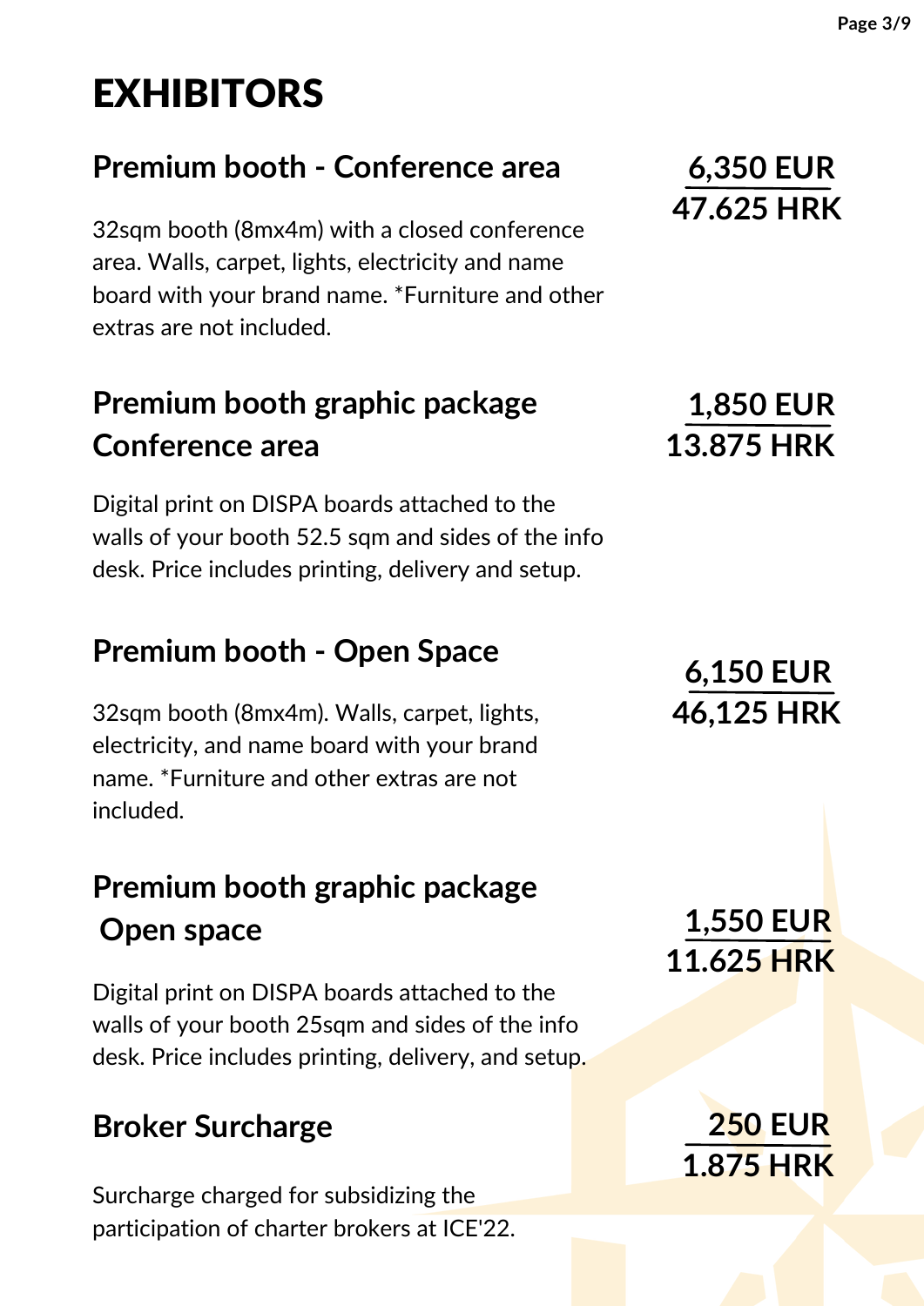# EXHIBITORS

## Premium booth - Conference area

**6,350 EUR**
**47.625 HRK**

32sqm booth (8mx4m) with a closed conference area. Walls, carpet, lights, electricity and name board with your brand name. *Furniture and other extras are not included.

## Premium booth graphic package Conference area

**1,850 EUR**
**13.875 HRK**

Digital print on DISPA boards attached to the walls of your booth 52.5 sqm and sides of the info desk. Price includes printing, delivery and setup.

## Premium booth - Open Space

**6,150 EUR**
**46,125 HRK**

32sqm booth (8mx4m). Walls, carpet, lights, electricity, and name board with your brand name. *Furniture and other extras are not included.

## Premium booth graphic package Open space

**1,550 EUR**
**11.625 HRK**

Digital print on DISPA boards attached to the walls of your booth 25sqm and sides of the info desk. Price includes printing, delivery, and setup.

## Broker Surcharge

**250 EUR**
**1.875 HRK**

Surcharge charged for subsidizing the participation of charter brokers at ICE'22.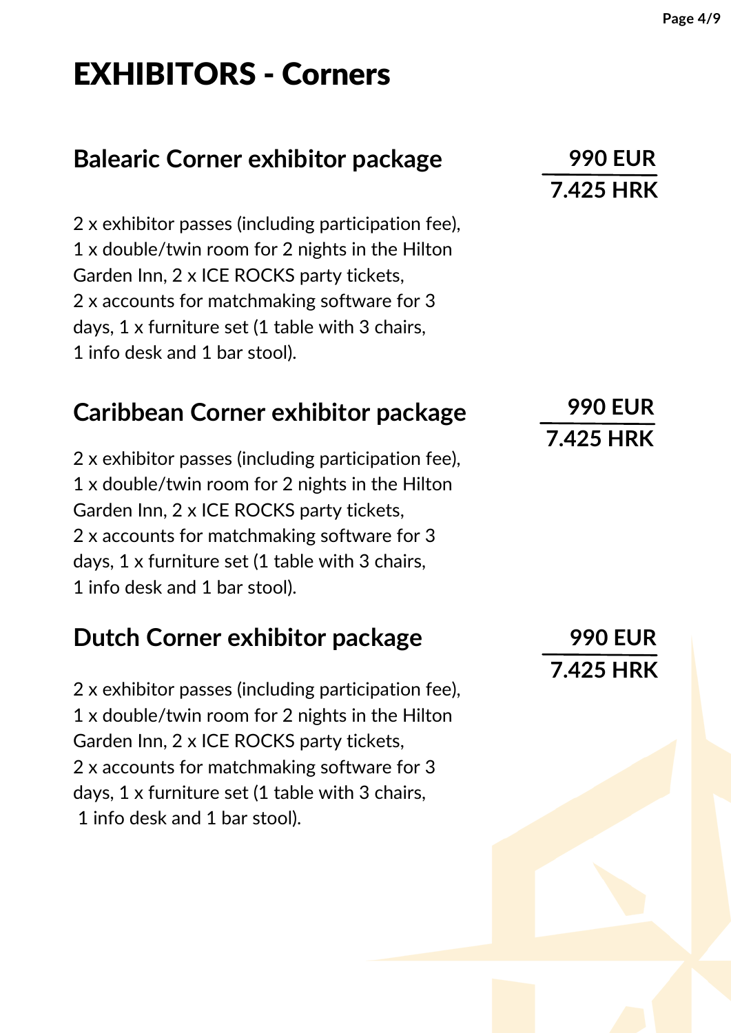# EXHIBITORS - Corners

## Balearic Corner exhibitor package

**990 EUR**

**7.425 HRK**

2 x exhibitor passes (including participation fee), 1 x double/twin room for 2 nights in the Hilton Garden Inn, 2 x ICE ROCKS party tickets, 2 x accounts for matchmaking software for 3 days, 1 x furniture set (1 table with 3 chairs, 1 info desk and 1 bar stool).

## Caribbean Corner exhibitor package

**990 EUR**

**7.425 HRK**

2 x exhibitor passes (including participation fee), 1 x double/twin room for 2 nights in the Hilton Garden Inn, 2 x ICE ROCKS party tickets, 2 x accounts for matchmaking software for 3 days, 1 x furniture set (1 table with 3 chairs, 1 info desk and 1 bar stool).

## Dutch Corner exhibitor package

**990 EUR**

**7.425 HRK**

2 x exhibitor passes (including participation fee), 1 x double/twin room for 2 nights in the Hilton Garden Inn, 2 x ICE ROCKS party tickets, 2 x accounts for matchmaking software for 3 days, 1 x furniture set (1 table with 3 chairs, 1 info desk and 1 bar stool).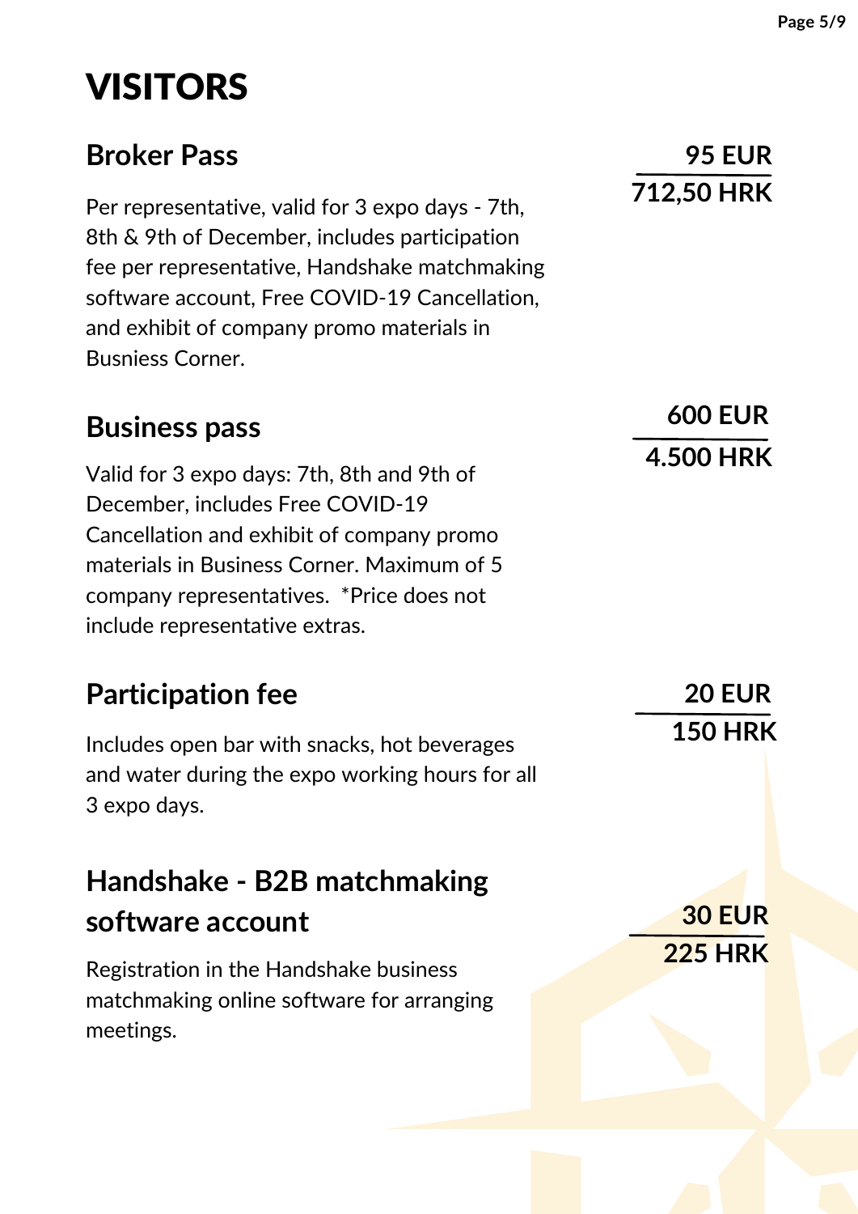# VISITORS

## Broker Pass

**95 EUR**
**712,50 HRK**

Per representative, valid for 3 expo days - 7th, 8th & 9th of December, includes participation fee per representative, Handshake matchmaking software account, Free COVID-19 Cancellation, and exhibit of company promo materials in Busniess Corner.

## Business pass

**600 EUR**
**4.500 HRK**

Valid for 3 expo days: 7th, 8th and 9th of December, includes Free COVID-19 Cancellation and exhibit of company promo materials in Business Corner. Maximum of 5 company representatives. *Price does not include representative extras.

## Participation fee

**20 EUR**
**150 HRK**

Includes open bar with snacks, hot beverages and water during the expo working hours for all 3 expo days.

## Handshake - B2B matchmaking software account

**30 EUR**
**225 HRK**

Registration in the Handshake business matchmaking online software for arranging meetings.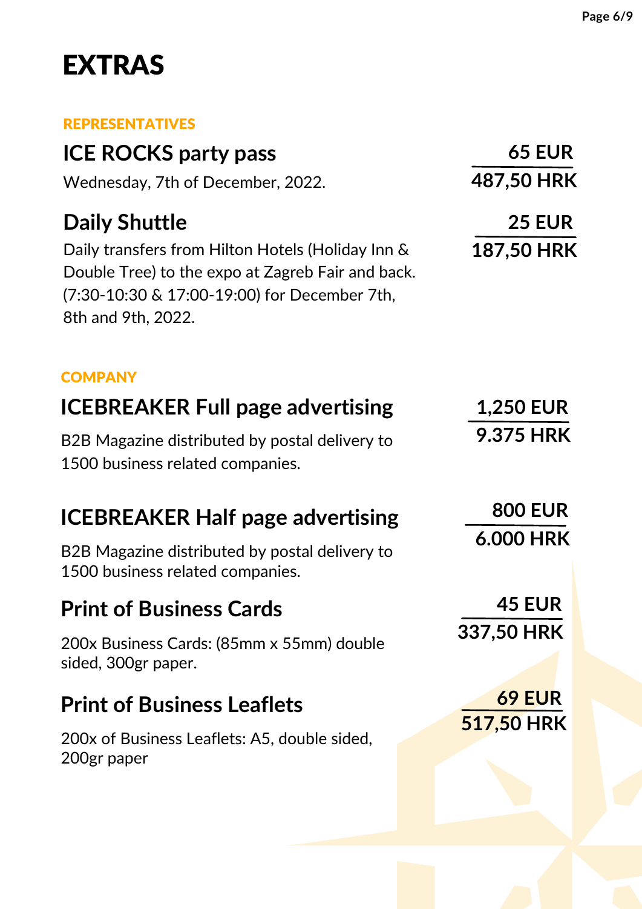# EXTRAS

**REPRESENTATIVES**

### ICE ROCKS party pass

Wednesday, 7th of December, 2022.

**65 EUR**
**487,50 HRK**

### Daily Shuttle

Daily transfers from Hilton Hotels (Holiday Inn & Double Tree) to the expo at Zagreb Fair and back. (7:30-10:30 & 17:00-19:00) for December 7th, 8th and 9th, 2022.

**25 EUR**
**187,50 HRK**

**COMPANY**

### ICEBREAKER Full page advertising

B2B Magazine distributed by postal delivery to 1500 business related companies.

**1,250 EUR**
**9.375 HRK**

### ICEBREAKER Half page advertising

B2B Magazine distributed by postal delivery to 1500 business related companies.

**800 EUR**
**6.000 HRK**

### Print of Business Cards

200x Business Cards: (85mm x 55mm) double sided, 300gr paper.

**45 EUR**
**337,50 HRK**

### Print of Business Leaflets

200x of Business Leaflets: A5, double sided, 200gr paper

**69 EUR**
**517,50 HRK**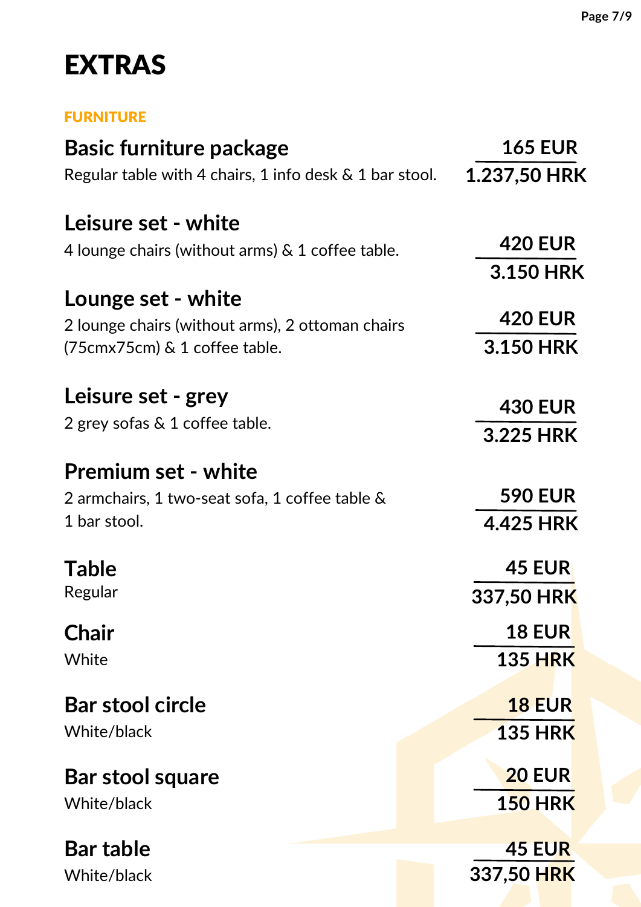# EXTRAS

## FURNITURE

### Basic furniture package
Regular table with 4 chairs, 1 info desk & 1 bar stool.

**165 EUR**
**1.237,50 HRK**

### Leisure set - white
4 lounge chairs (without arms) & 1 coffee table.

**420 EUR**
**3.150 HRK**

### Lounge set - white
2 lounge chairs (without arms), 2 ottoman chairs (75cmx75cm) & 1 coffee table.

**420 EUR**
**3.150 HRK**

### Leisure set - grey
2 grey sofas & 1 coffee table.

**430 EUR**
**3.225 HRK**

### Premium set - white
2 armchairs, 1 two-seat sofa, 1 coffee table & 1 bar stool.

**590 EUR**
**4.425 HRK**

### Table
Regular

**45 EUR**
**337,50 HRK**

### Chair
White

**18 EUR**
**135 HRK**

### Bar stool circle
White/black

**18 EUR**
**135 HRK**

### Bar stool square
White/black

**20 EUR**
**150 HRK**

### Bar table
White/black

**45 EUR**
**337,50 HRK**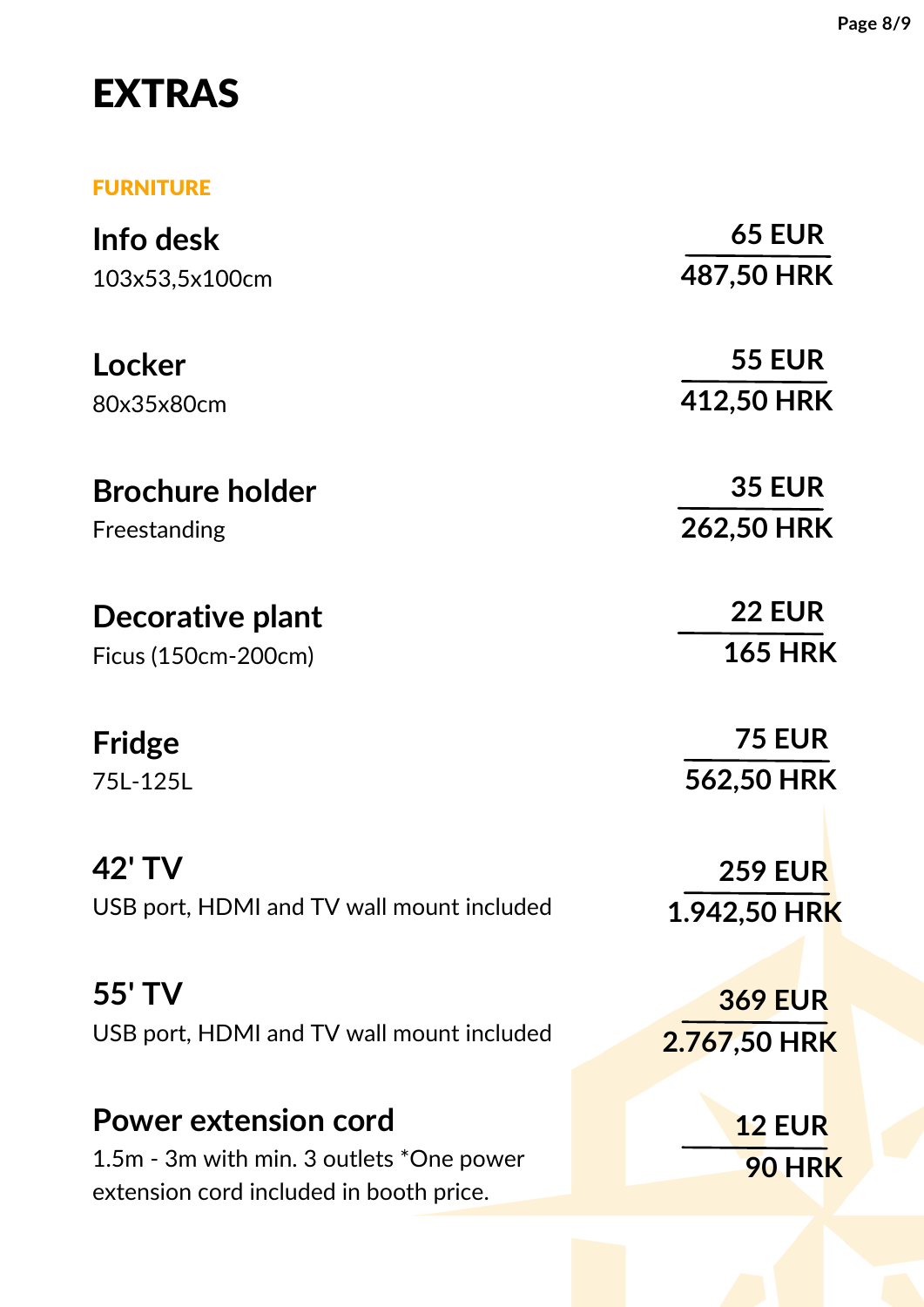# EXTRAS

## FURNITURE

| Item | Price (EUR) | Price (HRK) |
| --- | --- | --- |
| **Info desk**<br>103x53,5x100cm | 65 EUR | 487,50 HRK |
| **Locker**<br>80x35x80cm | 55 EUR | 412,50 HRK |
| **Brochure holder**<br>Freestanding | 35 EUR | 262,50 HRK |
| **Decorative plant**<br>Ficus (150cm-200cm) | 22 EUR | 165 HRK |
| **Fridge**<br>75L-125L | 75 EUR | 562,50 HRK |
| **42' TV**<br>USB port, HDMI and TV wall mount included | 259 EUR | 1.942,50 HRK |
| **55' TV**<br>USB port, HDMI and TV wall mount included | 369 EUR | 2.767,50 HRK |
| **Power extension cord**<br>1.5m - 3m with min. 3 outlets *One power extension cord included in booth price. | 12 EUR | 90 HRK |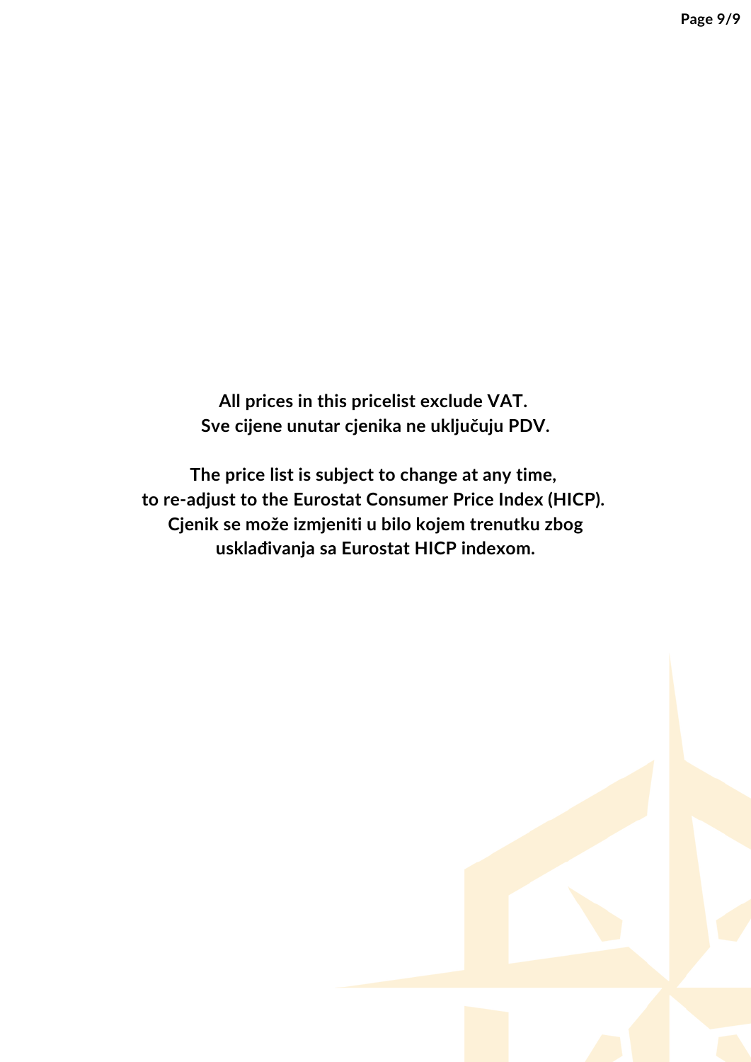**All prices in this pricelist exclude VAT.**
**Sve cijene unutar cjenika ne uključuju PDV.**

**The price list is subject to change at any time,**
**to re-adjust to the Eurostat Consumer Price Index (HICP).**
**Cjenik se može izmjeniti u bilo kojem trenutku zbog**
**usklađivanja sa Eurostat HICP indexom.**